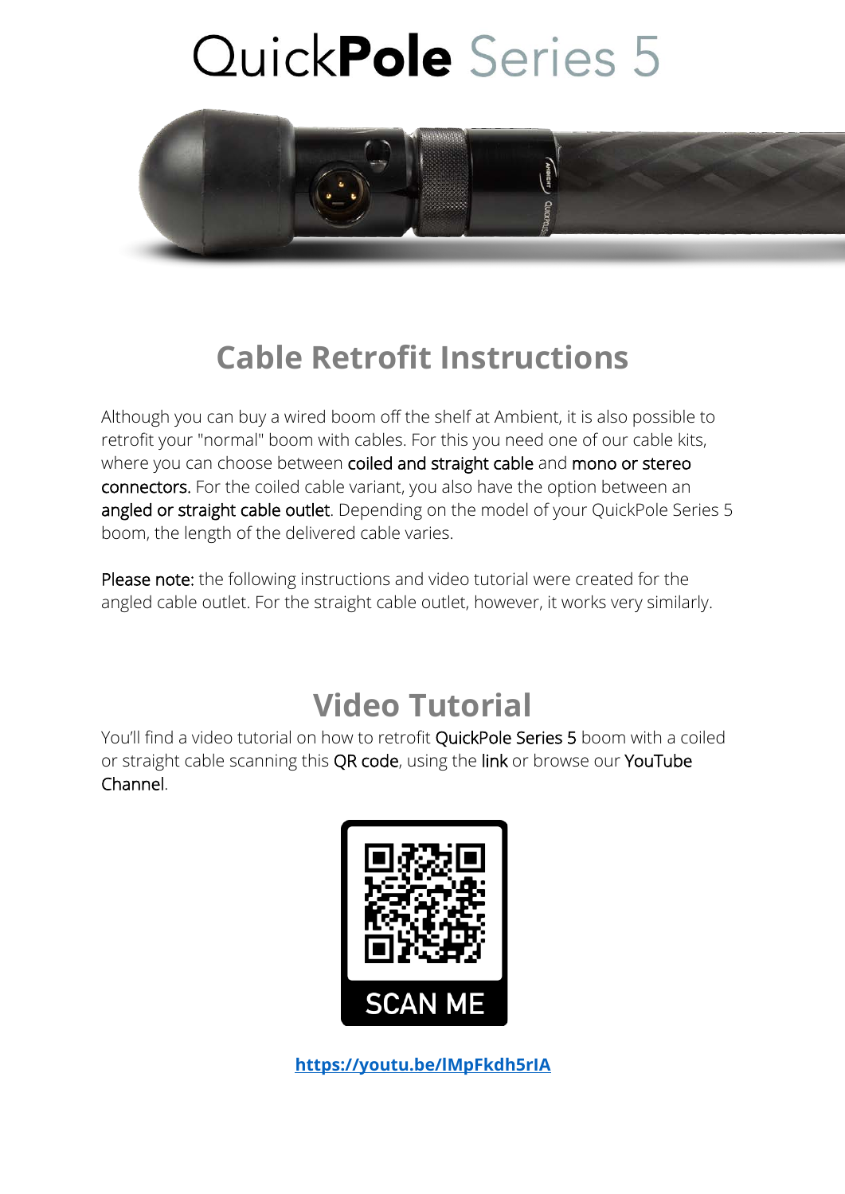# QuickPole Series 5

## Cable Retrofit Instructions

Although you can buy a wired boom off the shelf at Ambient, it is also possible to retrofit your "normal" boom with cables. For this you need one of our cable kits, where you can choose between coiled and straight cable and mono or stereo connectors. For the coiled cable variant, you also have the option between an angled or straight cable outlet. Depending on the model of your QuickPole Series 5 boom, the length of the delivered cable varies.

Please note: the following instructions and video tutorial were created for the angled cable outlet. For the straight cable outlet, however, it works very similarly.

## Video Tutorial

You'll find a video tutorial on how to retrofit QuickPole Series 5 boom with a coiled or straight cable scanning this QR code, using the link or browse our YouTube Channel.

SCAN ME

**https://youtu.be/lMpFkdh5rIA**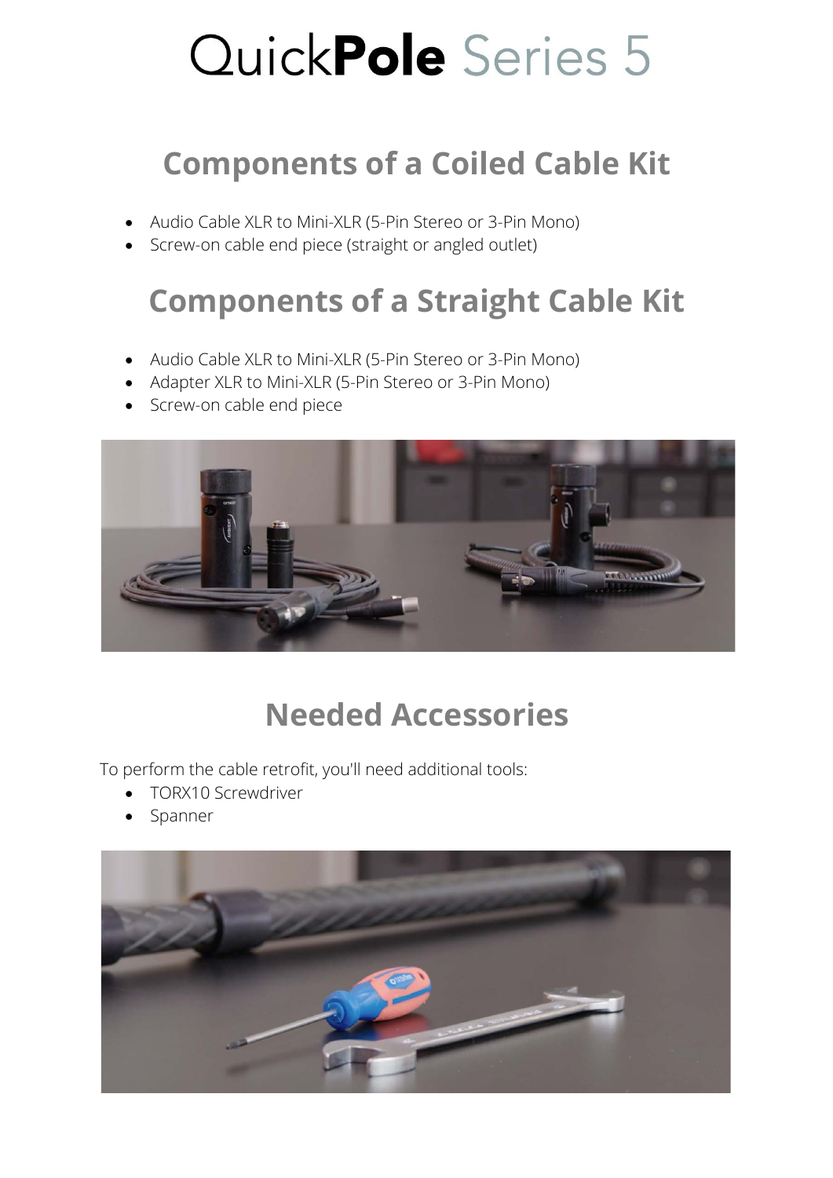# QuickPole Series 5

## Components of a Coiled Cable Kit

- Audio Cable XLR to Mini-XLR (5-Pin Stereo or 3-Pin Mono)
- Screw-on cable end piece (straight or angled outlet)

## Components of a Straight Cable Kit

- Audio Cable XLR to Mini-XLR (5-Pin Stereo or 3-Pin Mono)
- Adapter XLR to Mini-XLR (5-Pin Stereo or 3-Pin Mono)
- Screw-on cable end piece

## Needed Accessories

To perform the cable retrofit, you'll need additional tools:

- TORX10 Screwdriver
- Spanner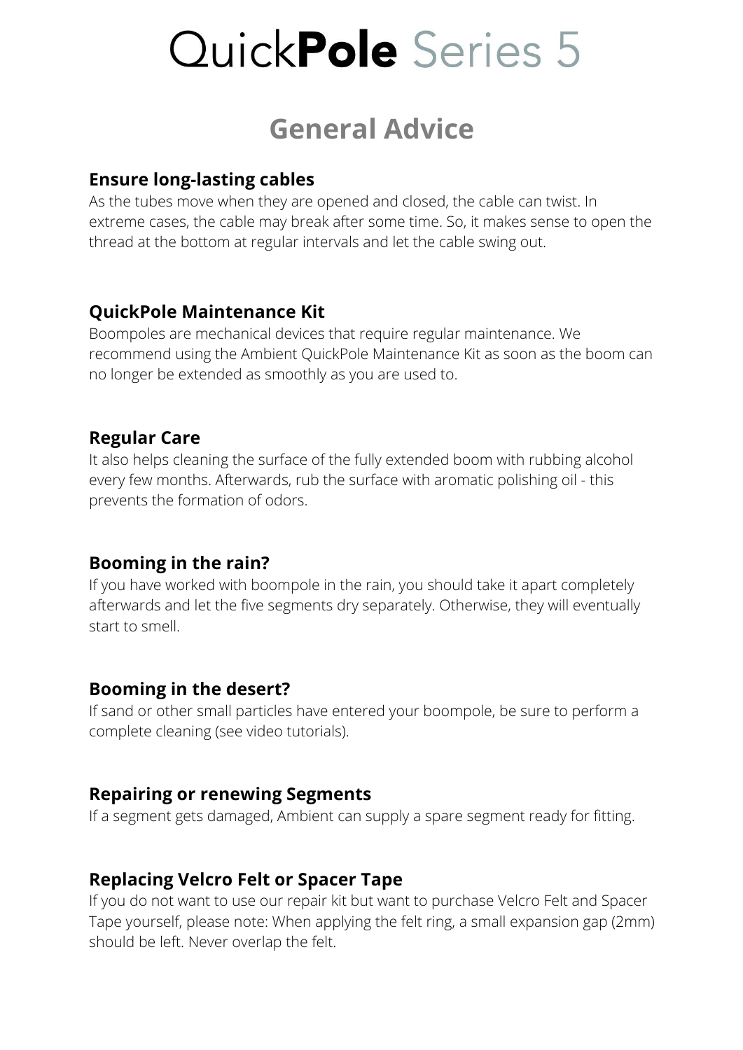# QuickPole Series 5

## General Advice

### Ensure long-lasting cables

As the tubes move when they are opened and closed, the cable can twist. In extreme cases, the cable may break after some time. So, it makes sense to open the thread at the bottom at regular intervals and let the cable swing out.

### QuickPole Maintenance Kit

Boompoles are mechanical devices that require regular maintenance. We recommend using the Ambient QuickPole Maintenance Kit as soon as the boom can no longer be extended as smoothly as you are used to.

### Regular Care

It also helps cleaning the surface of the fully extended boom with rubbing alcohol every few months. Afterwards, rub the surface with aromatic polishing oil - this prevents the formation of odors.

### Booming in the rain?

If you have worked with boompole in the rain, you should take it apart completely afterwards and let the five segments dry separately. Otherwise, they will eventually start to smell.

### Booming in the desert?

If sand or other small particles have entered your boompole, be sure to perform a complete cleaning (see video tutorials).

### Repairing or renewing Segments

If a segment gets damaged, Ambient can supply a spare segment ready for fitting.

### Replacing Velcro Felt or Spacer Tape

If you do not want to use our repair kit but want to purchase Velcro Felt and Spacer Tape yourself, please note: When applying the felt ring, a small expansion gap (2mm) should be left. Never overlap the felt.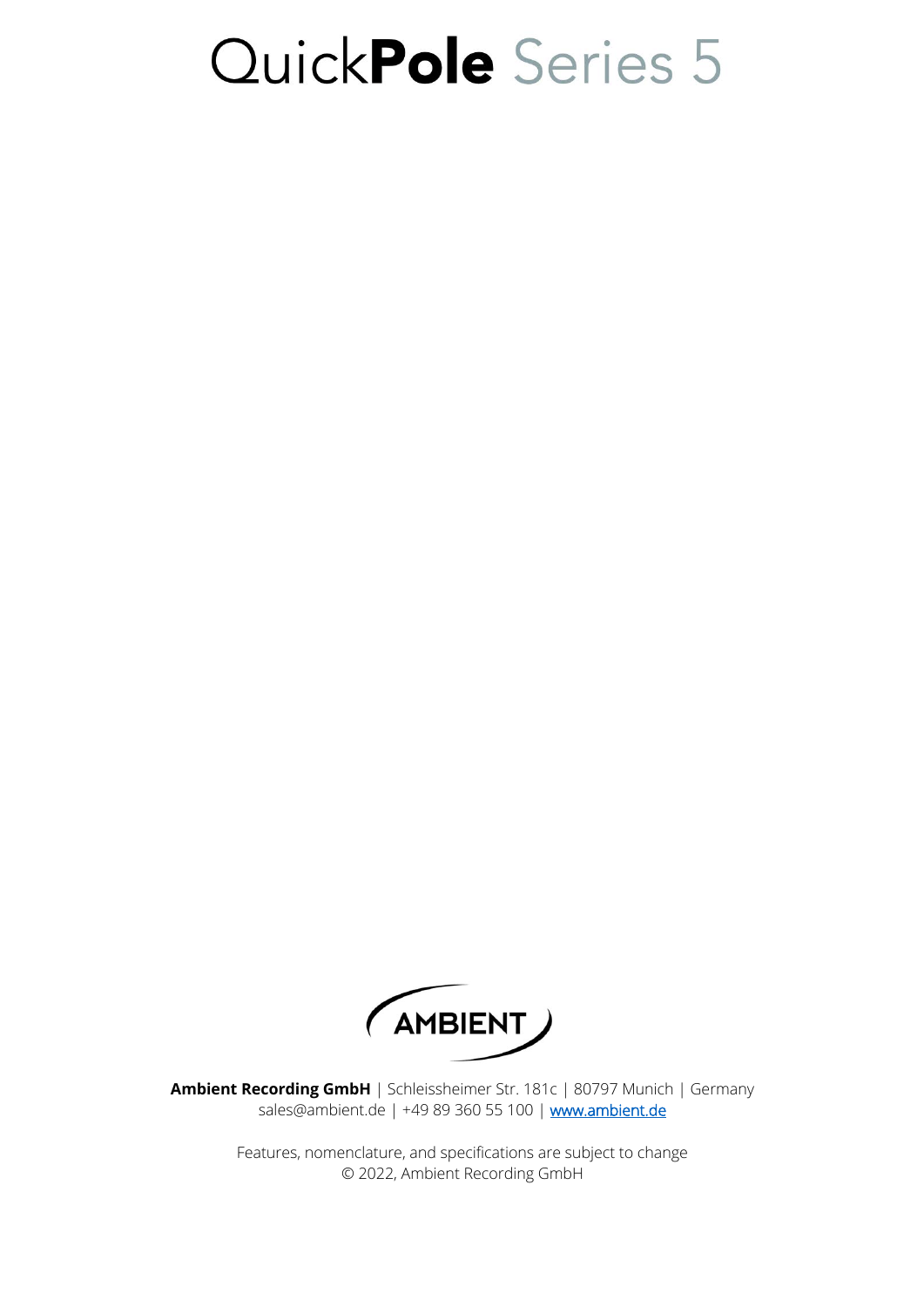# QuickPole Series 5

AMBIENT

**Ambient Recording GmbH** | Schleissheimer Str. 181c | 80797 Munich | Germany
sales@ambient.de | +49 89 360 55 100 | www.ambient.de

Features, nomenclature, and specifications are subject to change
© 2022, Ambient Recording GmbH